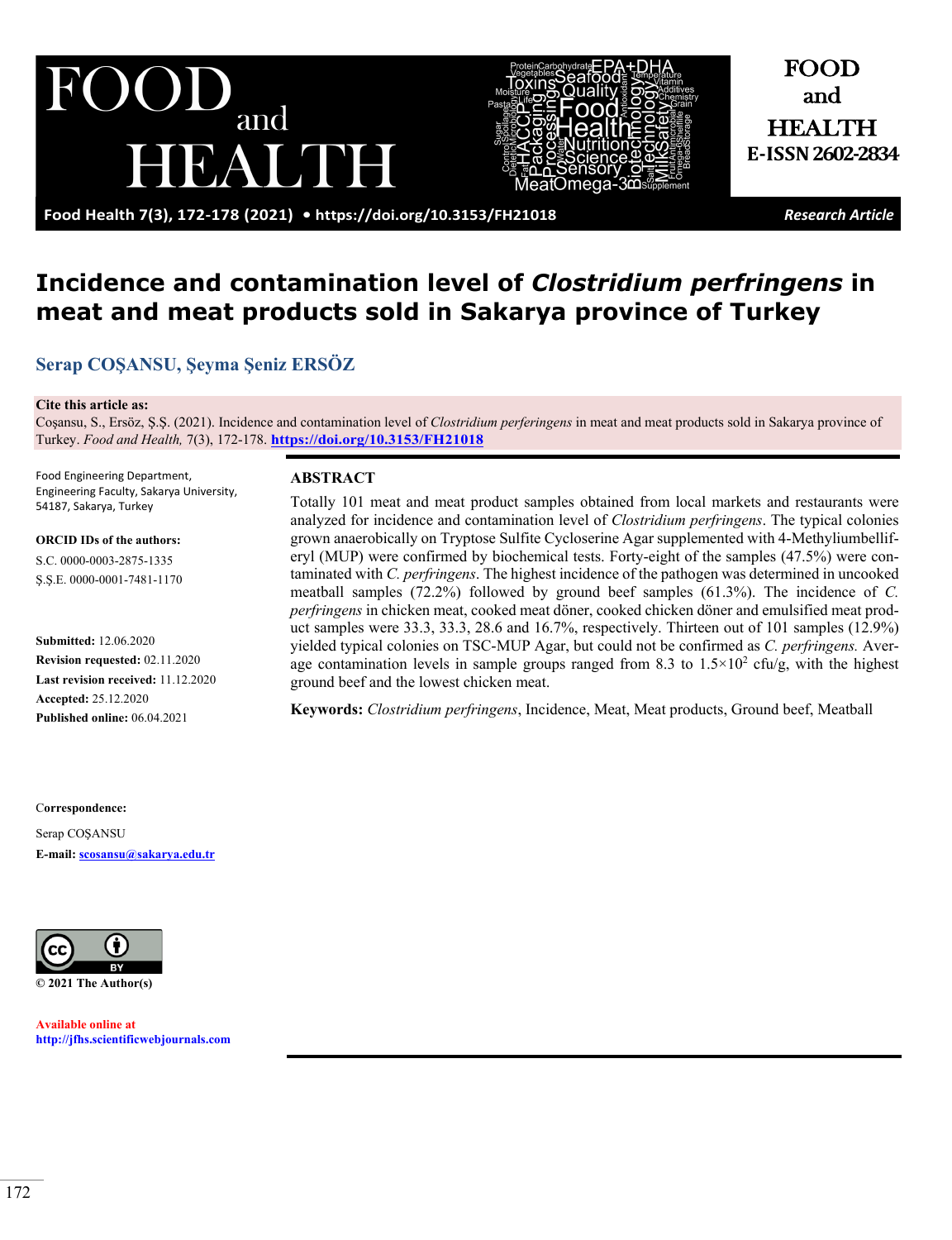# Incidence and contamination level of *Clostridium perfringens* in meat and meat products sold in Sakarya province of Turkey

**Serap COŞANSU, Şeyma Şeniz ERSÖZ**

**Cite this article as:**
Coşansu, S., Ersöz, Ş.Ş. (2021). Incidence and contamination level of *Clostridium perferingens* in meat and meat products sold in Sakarya province of Turkey. *Food and Health,* 7(3), 172-178. **https://doi.org/10.3153/FH21018**

Food Engineering Department, Engineering Faculty, Sakarya University, 54187, Sakarya, Turkey

**ORCID IDs of the authors:**
S.C. 0000-0003-2875-1335
Ş.Ş.E. 0000-0001-7481-1170

**Submitted:** 12.06.2020
**Revision requested:** 02.11.2020
**Last revision received:** 11.12.2020
**Accepted:** 25.12.2020
**Published online:** 06.04.2021

**Correspondence:**
Serap COŞANSU
**E-mail:** scosansu@sakarya.edu.tr

© 2021 The Author(s)

Available online at
http://jfhs.scientificwebjournals.com

## ABSTRACT

Totally 101 meat and meat product samples obtained from local markets and restaurants were analyzed for incidence and contamination level of *Clostridium perfringens*. The typical colonies grown anaerobically on Tryptose Sulfite Cycloserine Agar supplemented with 4-Methyliumbelliferyl (MUP) were confirmed by biochemical tests. Forty-eight of the samples (47.5%) were contaminated with *C. perfringens*. The highest incidence of the pathogen was determined in uncooked meatball samples (72.2%) followed by ground beef samples (61.3%). The incidence of *C. perfringens* in chicken meat, cooked meat döner, cooked chicken döner and emulsified meat product samples were 33.3, 33.3, 28.6 and 16.7%, respectively. Thirteen out of 101 samples (12.9%) yielded typical colonies on TSC-MUP Agar, but could not be confirmed as *C. perfringens.* Average contamination levels in sample groups ranged from 8.3 to $1.5 \times 10^2$ cfu/g, with the highest ground beef and the lowest chicken meat.

**Keywords:** *Clostridium perfringens*, Incidence, Meat, Meat products, Ground beef, Meatball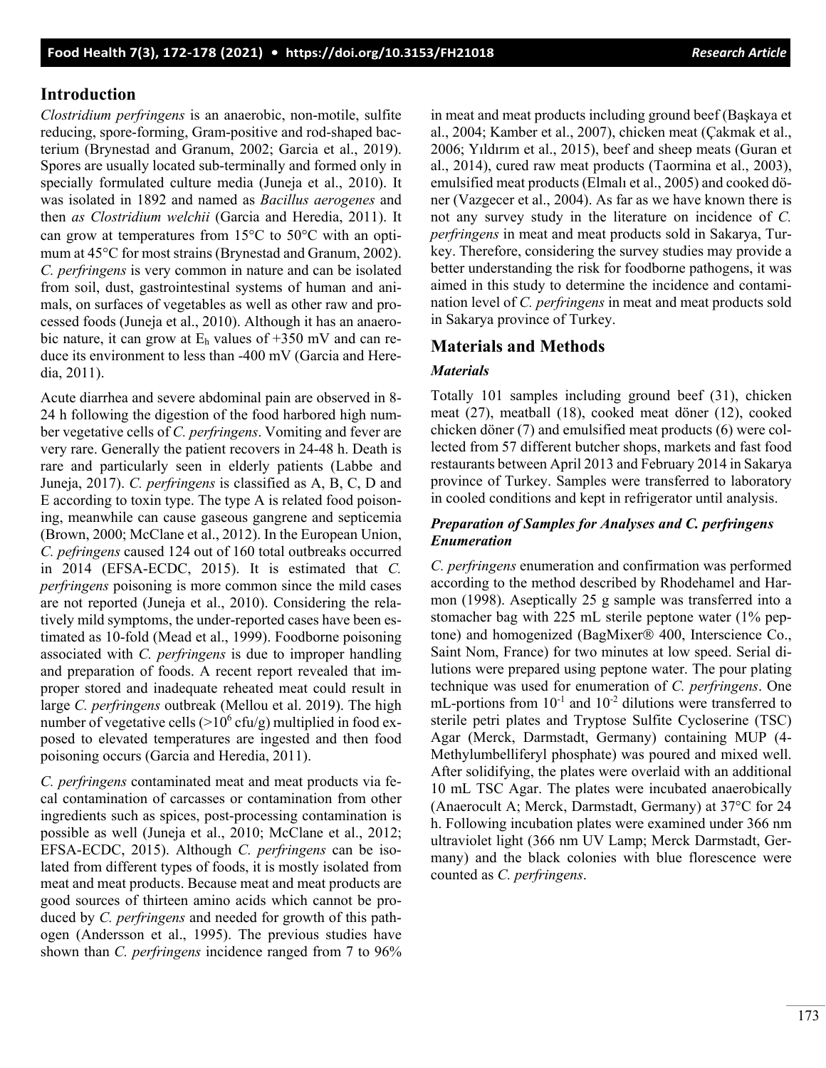## Introduction

*Clostridium perfringens* is an anaerobic, non-motile, sulfite reducing, spore-forming, Gram-positive and rod-shaped bacterium (Brynestad and Granum, 2002; Garcia et al., 2019). Spores are usually located sub-terminally and formed only in specially formulated culture media (Juneja et al., 2010). It was isolated in 1892 and named as *Bacillus aerogenes* and then *as Clostridium welchii* (Garcia and Heredia, 2011). It can grow at temperatures from 15°C to 50°C with an optimum at 45°C for most strains (Brynestad and Granum, 2002). *C. perfringens* is very common in nature and can be isolated from soil, dust, gastrointestinal systems of human and animals, on surfaces of vegetables as well as other raw and processed foods (Juneja et al., 2010). Although it has an anaerobic nature, it can grow at $E_h$ values of +350 mV and can reduce its environment to less than -400 mV (Garcia and Heredia, 2011).

Acute diarrhea and severe abdominal pain are observed in 8-24 h following the digestion of the food harbored high number vegetative cells of *C. perfringens*. Vomiting and fever are very rare. Generally the patient recovers in 24-48 h. Death is rare and particularly seen in elderly patients (Labbe and Juneja, 2017). *C. perfringens* is classified as A, B, C, D and E according to toxin type. The type A is related food poisoning, meanwhile can cause gaseous gangrene and septicemia (Brown, 2000; McClane et al., 2012). In the European Union, *C. pefringens* caused 124 out of 160 total outbreaks occurred in 2014 (EFSA-ECDC, 2015). It is estimated that *C. perfringens* poisoning is more common since the mild cases are not reported (Juneja et al., 2010). Considering the relatively mild symptoms, the under-reported cases have been estimated as 10-fold (Mead et al., 1999). Foodborne poisoning associated with *C. perfringens* is due to improper handling and preparation of foods. A recent report revealed that improper stored and inadequate reheated meat could result in large *C. perfringens* outbreak (Mellou et al. 2019). The high number of vegetative cells (>$10^6$ cfu/g) multiplied in food exposed to elevated temperatures are ingested and then food poisoning occurs (Garcia and Heredia, 2011).

*C. perfringens* contaminated meat and meat products via fecal contamination of carcasses or contamination from other ingredients such as spices, post-processing contamination is possible as well (Juneja et al., 2010; McClane et al., 2012; EFSA-ECDC, 2015). Although *C. perfringens* can be isolated from different types of foods, it is mostly isolated from meat and meat products. Because meat and meat products are good sources of thirteen amino acids which cannot be produced by *C. perfringens* and needed for growth of this pathogen (Andersson et al., 1995). The previous studies have shown than *C. perfringens* incidence ranged from 7 to 96% in meat and meat products including ground beef (Başkaya et al., 2004; Kamber et al., 2007), chicken meat (Çakmak et al., 2006; Yıldırım et al., 2015), beef and sheep meats (Guran et al., 2014), cured raw meat products (Taormina et al., 2003), emulsified meat products (Elmalı et al., 2005) and cooked döner (Vazgecer et al., 2004). As far as we have known there is not any survey study in the literature on incidence of *C. perfringens* in meat and meat products sold in Sakarya, Turkey. Therefore, considering the survey studies may provide a better understanding the risk for foodborne pathogens, it was aimed in this study to determine the incidence and contamination level of *C. perfringens* in meat and meat products sold in Sakarya province of Turkey.

## Materials and Methods

### *Materials*

Totally 101 samples including ground beef (31), chicken meat (27), meatball (18), cooked meat döner (12), cooked chicken döner (7) and emulsified meat products (6) were collected from 57 different butcher shops, markets and fast food restaurants between April 2013 and February 2014 in Sakarya province of Turkey. Samples were transferred to laboratory in cooled conditions and kept in refrigerator until analysis.

### *Preparation of Samples for Analyses and C. perfringens Enumeration*

*C. perfringens* enumeration and confirmation was performed according to the method described by Rhodehamel and Harmon (1998). Aseptically 25 g sample was transferred into a stomacher bag with 225 mL sterile peptone water (1% peptone) and homogenized (BagMixer® 400, Interscience Co., Saint Nom, France) for two minutes at low speed. Serial dilutions were prepared using peptone water. The pour plating technique was used for enumeration of *C. perfringens*. One mL-portions from $10^{-1}$ and $10^{-2}$ dilutions were transferred to sterile petri plates and Tryptose Sulfite Cycloserine (TSC) Agar (Merck, Darmstadt, Germany) containing MUP (4-Methylumbelliferyl phosphate) was poured and mixed well. After solidifying, the plates were overlaid with an additional 10 mL TSC Agar. The plates were incubated anaerobically (Anaerocult A; Merck, Darmstadt, Germany) at 37°C for 24 h. Following incubation plates were examined under 366 nm ultraviolet light (366 nm UV Lamp; Merck Darmstadt, Germany) and the black colonies with blue florescence were counted as *C. perfringens*.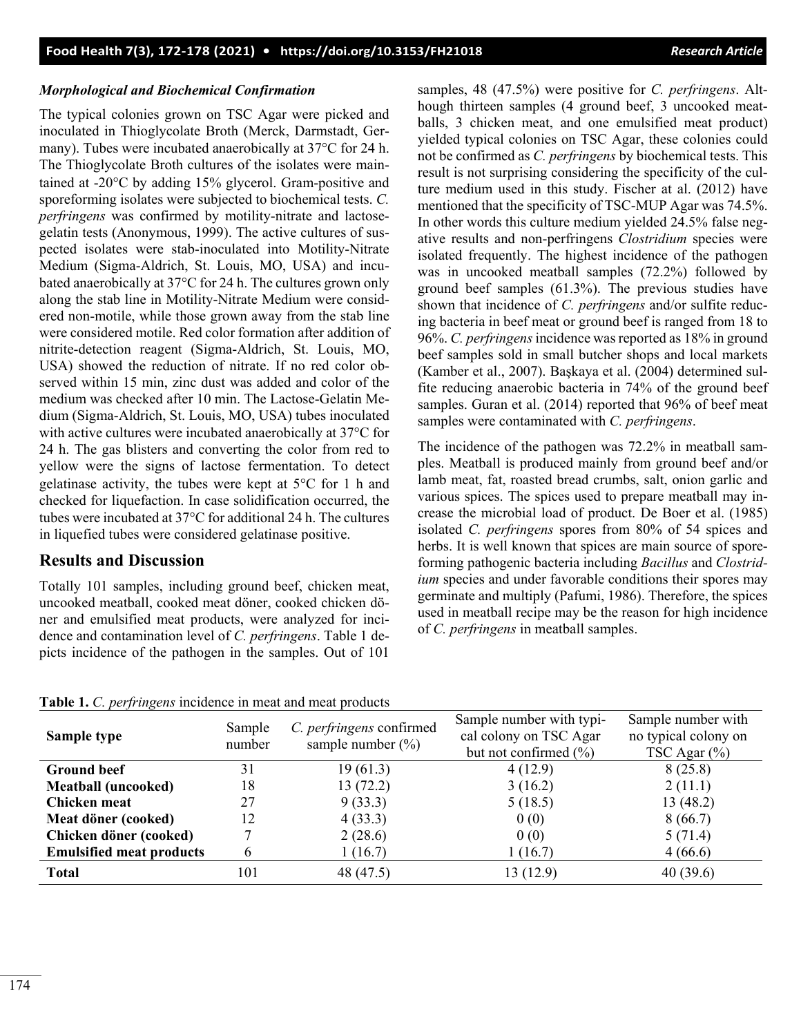### *Morphological and Biochemical Confirmation*

The typical colonies grown on TSC Agar were picked and inoculated in Thioglycolate Broth (Merck, Darmstadt, Germany). Tubes were incubated anaerobically at 37°C for 24 h. The Thioglycolate Broth cultures of the isolates were maintained at -20°C by adding 15% glycerol. Gram-positive and sporeforming isolates were subjected to biochemical tests. *C. perfringens* was confirmed by motility-nitrate and lactose-gelatin tests (Anonymous, 1999). The active cultures of suspected isolates were stab-inoculated into Motility-Nitrate Medium (Sigma-Aldrich, St. Louis, MO, USA) and incubated anaerobically at 37°C for 24 h. The cultures grown only along the stab line in Motility-Nitrate Medium were considered non-motile, while those grown away from the stab line were considered motile. Red color formation after addition of nitrite-detection reagent (Sigma-Aldrich, St. Louis, MO, USA) showed the reduction of nitrate. If no red color observed within 15 min, zinc dust was added and color of the medium was checked after 10 min. The Lactose-Gelatin Medium (Sigma-Aldrich, St. Louis, MO, USA) tubes inoculated with active cultures were incubated anaerobically at 37°C for 24 h. The gas blisters and converting the color from red to yellow were the signs of lactose fermentation. To detect gelatinase activity, the tubes were kept at 5°C for 1 h and checked for liquefaction. In case solidification occurred, the tubes were incubated at 37°C for additional 24 h. The cultures in liquefied tubes were considered gelatinase positive.

## Results and Discussion

Totally 101 samples, including ground beef, chicken meat, uncooked meatball, cooked meat döner, cooked chicken döner and emulsified meat products, were analyzed for incidence and contamination level of *C. perfringens*. Table 1 depicts incidence of the pathogen in the samples. Out of 101 samples, 48 (47.5%) were positive for *C. perfringens*. Although thirteen samples (4 ground beef, 3 uncooked meatballs, 3 chicken meat, and one emulsified meat product) yielded typical colonies on TSC Agar, these colonies could not be confirmed as *C. perfringens* by biochemical tests. This result is not surprising considering the specificity of the culture medium used in this study. Fischer at al. (2012) have mentioned that the specificity of TSC-MUP Agar was 74.5%. In other words this culture medium yielded 24.5% false negative results and non-perfringens *Clostridium* species were isolated frequently. The highest incidence of the pathogen was in uncooked meatball samples (72.2%) followed by ground beef samples (61.3%). The previous studies have shown that incidence of *C. perfringens* and/or sulfite reducing bacteria in beef meat or ground beef is ranged from 18 to 96%. *C. perfringens* incidence was reported as 18% in ground beef samples sold in small butcher shops and local markets (Kamber et al., 2007). Başkaya et al. (2004) determined sulfite reducing anaerobic bacteria in 74% of the ground beef samples. Guran et al. (2014) reported that 96% of beef meat samples were contaminated with *C. perfringens*.

The incidence of the pathogen was 72.2% in meatball samples. Meatball is produced mainly from ground beef and/or lamb meat, fat, roasted bread crumbs, salt, onion garlic and various spices. The spices used to prepare meatball may increase the microbial load of product. De Boer et al. (1985) isolated *C. perfringens* spores from 80% of 54 spices and herbs. It is well known that spices are main source of spore-forming pathogenic bacteria including *Bacillus* and *Clostridium* species and under favorable conditions their spores may germinate and multiply (Pafumi, 1986). Therefore, the spices used in meatball recipe may be the reason for high incidence of *C. perfringens* in meatball samples.

**Table 1.** *C. perfringens* incidence in meat and meat products

| Sample type | Sample number | *C. perfringens* confirmed sample number (%) | Sample number with typical colony on TSC Agar but not confirmed (%) | Sample number with no typical colony on TSC Agar (%) |
|---|---|---|---|---|
| **Ground beef** | 31 | 19 (61.3) | 4 (12.9) | 8 (25.8) |
| **Meatball (uncooked)** | 18 | 13 (72.2) | 3 (16.2) | 2 (11.1) |
| **Chicken meat** | 27 | 9 (33.3) | 5 (18.5) | 13 (48.2) |
| **Meat döner (cooked)** | 12 | 4 (33.3) | 0 (0) | 8 (66.7) |
| **Chicken döner (cooked)** | 7 | 2 (28.6) | 0 (0) | 5 (71.4) |
| **Emulsified meat products** | 6 | 1 (16.7) | 1 (16.7) | 4 (66.6) |
| **Total** | 101 | 48 (47.5) | 13 (12.9) | 40 (39.6) |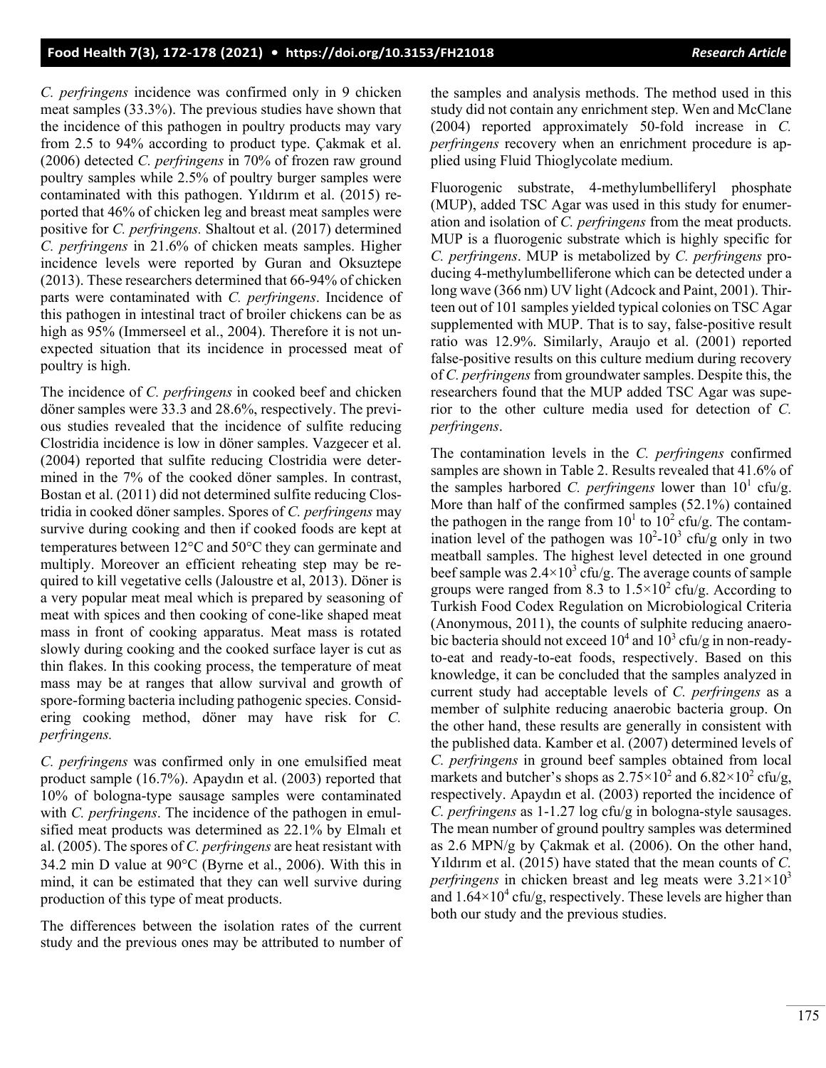*C. perfringens* incidence was confirmed only in 9 chicken meat samples (33.3%). The previous studies have shown that the incidence of this pathogen in poultry products may vary from 2.5 to 94% according to product type. Çakmak et al. (2006) detected *C. perfringens* in 70% of frozen raw ground poultry samples while 2.5% of poultry burger samples were contaminated with this pathogen. Yıldırım et al. (2015) reported that 46% of chicken leg and breast meat samples were positive for *C. perfringens.* Shaltout et al. (2017) determined *C. perfringens* in 21.6% of chicken meats samples. Higher incidence levels were reported by Guran and Oksuztepe (2013). These researchers determined that 66-94% of chicken parts were contaminated with *C. perfringens*. Incidence of this pathogen in intestinal tract of broiler chickens can be as high as 95% (Immerseel et al., 2004). Therefore it is not unexpected situation that its incidence in processed meat of poultry is high.

The incidence of *C. perfringens* in cooked beef and chicken döner samples were 33.3 and 28.6%, respectively. The previous studies revealed that the incidence of sulfite reducing Clostridia incidence is low in döner samples. Vazgecer et al. (2004) reported that sulfite reducing Clostridia were determined in the 7% of the cooked döner samples. In contrast, Bostan et al. (2011) did not determined sulfite reducing Clostridia in cooked döner samples. Spores of *C. perfringens* may survive during cooking and then if cooked foods are kept at temperatures between 12°C and 50°C they can germinate and multiply. Moreover an efficient reheating step may be required to kill vegetative cells (Jaloustre et al, 2013). Döner is a very popular meat meal which is prepared by seasoning of meat with spices and then cooking of cone-like shaped meat mass in front of cooking apparatus. Meat mass is rotated slowly during cooking and the cooked surface layer is cut as thin flakes. In this cooking process, the temperature of meat mass may be at ranges that allow survival and growth of spore-forming bacteria including pathogenic species. Considering cooking method, döner may have risk for *C. perfringens.*

*C. perfringens* was confirmed only in one emulsified meat product sample (16.7%). Apaydın et al. (2003) reported that 10% of bologna-type sausage samples were contaminated with *C. perfringens*. The incidence of the pathogen in emulsified meat products was determined as 22.1% by Elmalı et al. (2005). The spores of *C. perfringens* are heat resistant with 34.2 min D value at 90°C (Byrne et al., 2006). With this in mind, it can be estimated that they can well survive during production of this type of meat products.

The differences between the isolation rates of the current study and the previous ones may be attributed to number of the samples and analysis methods. The method used in this study did not contain any enrichment step. Wen and McClane (2004) reported approximately 50-fold increase in *C. perfringens* recovery when an enrichment procedure is applied using Fluid Thioglycolate medium.

Fluorogenic substrate, 4-methylumbelliferyl phosphate (MUP), added TSC Agar was used in this study for enumeration and isolation of *C. perfringens* from the meat products. MUP is a fluorogenic substrate which is highly specific for *C. perfringens*. MUP is metabolized by *C. perfringens* producing 4-methylumbelliferone which can be detected under a long wave (366 nm) UV light (Adcock and Paint, 2001). Thirteen out of 101 samples yielded typical colonies on TSC Agar supplemented with MUP. That is to say, false-positive result ratio was 12.9%. Similarly, Araujo et al. (2001) reported false-positive results on this culture medium during recovery of *C. perfringens* from groundwater samples. Despite this, the researchers found that the MUP added TSC Agar was superior to the other culture media used for detection of *C. perfringens*.

The contamination levels in the *C. perfringens* confirmed samples are shown in Table 2. Results revealed that 41.6% of the samples harbored *C. perfringens* lower than $10^1$ cfu/g. More than half of the confirmed samples (52.1%) contained the pathogen in the range from $10^1$ to $10^2$ cfu/g. The contamination level of the pathogen was $10^2$-$10^3$ cfu/g only in two meatball samples. The highest level detected in one ground beef sample was $2.4\times10^3$ cfu/g. The average counts of sample groups were ranged from 8.3 to $1.5\times10^2$ cfu/g. According to Turkish Food Codex Regulation on Microbiological Criteria (Anonymous, 2011), the counts of sulphite reducing anaerobic bacteria should not exceed $10^4$ and $10^3$ cfu/g in non-ready-to-eat and ready-to-eat foods, respectively. Based on this knowledge, it can be concluded that the samples analyzed in current study had acceptable levels of *C. perfringens* as a member of sulphite reducing anaerobic bacteria group. On the other hand, these results are generally in consistent with the published data. Kamber et al. (2007) determined levels of *C. perfringens* in ground beef samples obtained from local markets and butcher's shops as $2.75\times10^2$ and $6.82\times10^2$ cfu/g, respectively. Apaydın et al. (2003) reported the incidence of *C. perfringens* as 1-1.27 log cfu/g in bologna-style sausages. The mean number of ground poultry samples was determined as 2.6 MPN/g by Çakmak et al. (2006). On the other hand, Yıldırım et al. (2015) have stated that the mean counts of *C. perfringens* in chicken breast and leg meats were $3.21\times10^3$ and $1.64\times10^4$ cfu/g, respectively. These levels are higher than both our study and the previous studies.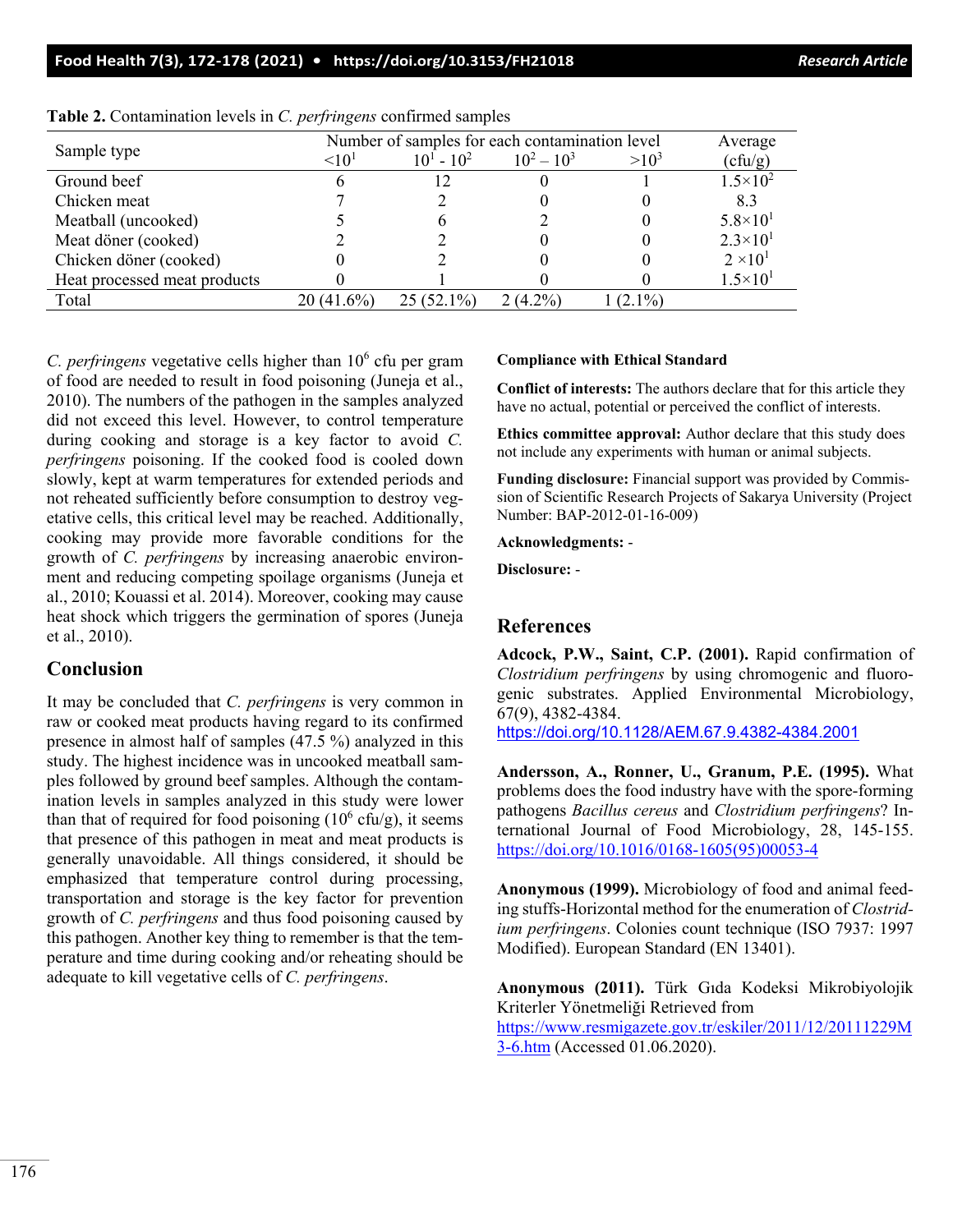**Table 2.** Contamination levels in *C. perfringens* confirmed samples

| Sample type | Number of samples for each contamination level | | | | Average |
|---|---|---|---|---|---|
| | $<10^1$ | $10^1$ - $10^2$ | $10^2 – 10^3$ | $>10^3$ | (cfu/g) |
| Ground beef | 6 | 12 | 0 | 1 | $1.5×10^2$ |
| Chicken meat | 7 | 2 | 0 | 0 | 8.3 |
| Meatball (uncooked) | 5 | 6 | 2 | 0 | $5.8×10^1$ |
| Meat döner (cooked) | 2 | 2 | 0 | 0 | $2.3×10^1$ |
| Chicken döner (cooked) | 0 | 2 | 0 | 0 | $2 ×10^1$ |
| Heat processed meat products | 0 | 1 | 0 | 0 | $1.5×10^1$ |
| Total | 20 (41.6%) | 25 (52.1%) | 2 (4.2%) | 1 (2.1%) | |

*C. perfringens* vegetative cells higher than $10^6$ cfu per gram of food are needed to result in food poisoning (Juneja et al., 2010). The numbers of the pathogen in the samples analyzed did not exceed this level. However, to control temperature during cooking and storage is a key factor to avoid *C. perfringens* poisoning. If the cooked food is cooled down slowly, kept at warm temperatures for extended periods and not reheated sufficiently before consumption to destroy vegetative cells, this critical level may be reached. Additionally, cooking may provide more favorable conditions for the growth of *C. perfringens* by increasing anaerobic environment and reducing competing spoilage organisms (Juneja et al., 2010; Kouassi et al. 2014). Moreover, cooking may cause heat shock which triggers the germination of spores (Juneja et al., 2010).

## Conclusion

It may be concluded that *C. perfringens* is very common in raw or cooked meat products having regard to its confirmed presence in almost half of samples (47.5 %) analyzed in this study. The highest incidence was in uncooked meatball samples followed by ground beef samples. Although the contamination levels in samples analyzed in this study were lower than that of required for food poisoning ($10^6$ cfu/g), it seems that presence of this pathogen in meat and meat products is generally unavoidable. All things considered, it should be emphasized that temperature control during processing, transportation and storage is the key factor for prevention growth of *C. perfringens* and thus food poisoning caused by this pathogen. Another key thing to remember is that the temperature and time during cooking and/or reheating should be adequate to kill vegetative cells of *C. perfringens*.

**Compliance with Ethical Standard**

**Conflict of interests:** The authors declare that for this article they have no actual, potential or perceived the conflict of interests.

**Ethics committee approval:** Author declare that this study does not include any experiments with human or animal subjects.

**Funding disclosure:** Financial support was provided by Commission of Scientific Research Projects of Sakarya University (Project Number: BAP-2012-01-16-009)

**Acknowledgments:** -

**Disclosure:** -

## References

**Adcock, P.W., Saint, C.P. (2001).** Rapid confirmation of *Clostridium perfringens* by using chromogenic and fluorogenic substrates. Applied Environmental Microbiology, 67(9), 4382-4384. https://doi.org/10.1128/AEM.67.9.4382-4384.2001

**Andersson, A., Ronner, U., Granum, P.E. (1995).** What problems does the food industry have with the spore-forming pathogens *Bacillus cereus* and *Clostridium perfringens*? International Journal of Food Microbiology, 28, 145-155. https://doi.org/10.1016/0168-1605(95)00053-4

**Anonymous (1999).** Microbiology of food and animal feeding stuffs-Horizontal method for the enumeration of *Clostridium perfringens*. Colonies count technique (ISO 7937: 1997 Modified). European Standard (EN 13401).

**Anonymous (2011).** Türk Gıda Kodeksi Mikrobiyolojik Kriterler Yönetmeliği Retrieved from https://www.resmigazete.gov.tr/eskiler/2011/12/20111229M3-6.htm (Accessed 01.06.2020).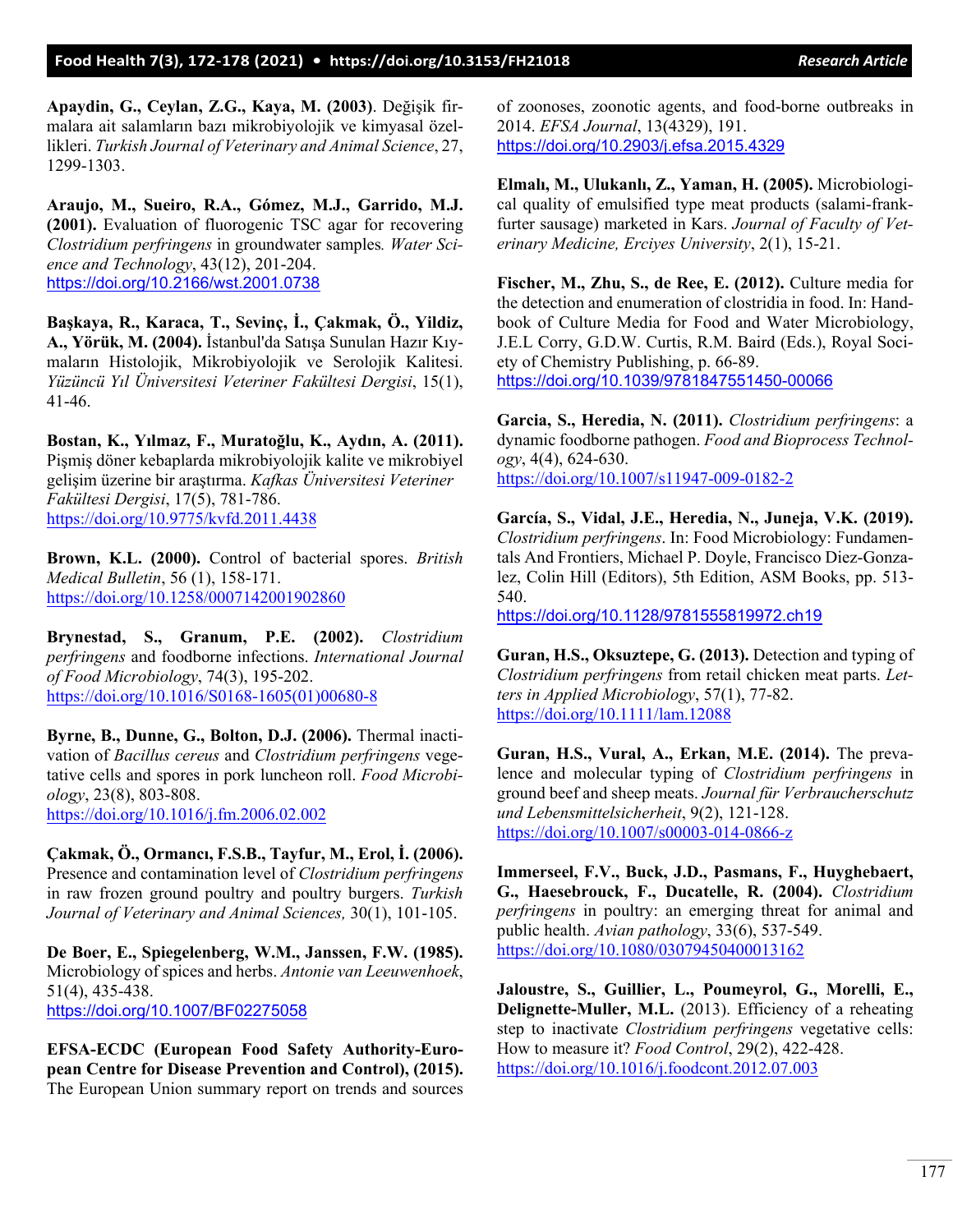**Apaydin, G., Ceylan, Z.G., Kaya, M. (2003)**. Değişik firmalara ait salamların bazı mikrobiyolojik ve kimyasal özellikleri. *Turkish Journal of Veterinary and Animal Science*, 27, 1299-1303.

**Araujo, M., Sueiro, R.A., Gómez, M.J., Garrido, M.J. (2001).** Evaluation of fluorogenic TSC agar for recovering *Clostridium perfringens* in groundwater samples. *Water Science and Technology*, 43(12), 201-204. https://doi.org/10.2166/wst.2001.0738

**Başkaya, R., Karaca, T., Sevinç, İ., Çakmak, Ö., Yildiz, A., Yörük, M. (2004).** İstanbul'da Satışa Sunulan Hazır Kıymaların Histolojik, Mikrobiyolojik ve Serolojik Kalitesi. *Yüzüncü Yıl Üniversitesi Veteriner Fakültesi Dergisi*, 15(1), 41-46.

**Bostan, K., Yılmaz, F., Muratoğlu, K., Aydın, A. (2011).** Pişmiş döner kebaplarda mikrobiyolojik kalite ve mikrobiyel gelişim üzerine bir araştırma. *Kafkas Üniversitesi Veteriner Fakültesi Dergisi*, 17(5), 781-786. https://doi.org/10.9775/kvfd.2011.4438

**Brown, K.L. (2000).** Control of bacterial spores. *British Medical Bulletin*, 56 (1), 158-171. https://doi.org/10.1258/0007142001902860

**Brynestad, S., Granum, P.E. (2002).** *Clostridium perfringens* and foodborne infections. *International Journal of Food Microbiology*, 74(3), 195-202. https://doi.org/10.1016/S0168-1605(01)00680-8

**Byrne, B., Dunne, G., Bolton, D.J. (2006).** Thermal inactivation of *Bacillus cereus* and *Clostridium perfringens* vegetative cells and spores in pork luncheon roll. *Food Microbiology*, 23(8), 803-808. https://doi.org/10.1016/j.fm.2006.02.002

**Çakmak, Ö., Ormancı, F.S.B., Tayfur, M., Erol, İ. (2006).** Presence and contamination level of *Clostridium perfringens* in raw frozen ground poultry and poultry burgers. *Turkish Journal of Veterinary and Animal Sciences,* 30(1), 101-105.

**De Boer, E., Spiegelenberg, W.M., Janssen, F.W. (1985).** Microbiology of spices and herbs. *Antonie van Leeuwenhoek*, 51(4), 435-438. https://doi.org/10.1007/BF02275058

**EFSA-ECDC (European Food Safety Authority-European Centre for Disease Prevention and Control), (2015).** The European Union summary report on trends and sources of zoonoses, zoonotic agents, and food-borne outbreaks in 2014. *EFSA Journal*, 13(4329), 191. https://doi.org/10.2903/j.efsa.2015.4329

**Elmalı, M., Ulukanlı, Z., Yaman, H. (2005).** Microbiological quality of emulsified type meat products (salami-frankfurter sausage) marketed in Kars. *Journal of Faculty of Veterinary Medicine, Erciyes University*, 2(1), 15-21.

**Fischer, M., Zhu, S., de Ree, E. (2012).** Culture media for the detection and enumeration of clostridia in food. In: Handbook of Culture Media for Food and Water Microbiology, J.E.L Corry, G.D.W. Curtis, R.M. Baird (Eds.), Royal Society of Chemistry Publishing, p. 66-89. https://doi.org/10.1039/9781847551450-00066

**Garcia, S., Heredia, N. (2011).** *Clostridium perfringens*: a dynamic foodborne pathogen. *Food and Bioprocess Technology*, 4(4), 624-630. https://doi.org/10.1007/s11947-009-0182-2

**García, S., Vidal, J.E., Heredia, N., Juneja, V.K. (2019).** *Clostridium perfringens*. In: Food Microbiology: Fundamentals And Frontiers, Michael P. Doyle, Francisco Diez-Gonzalez, Colin Hill (Editors), 5th Edition, ASM Books, pp. 513-540. https://doi.org/10.1128/9781555819972.ch19

**Guran, H.S., Oksuztepe, G. (2013).** Detection and typing of *Clostridium perfringens* from retail chicken meat parts. *Letters in Applied Microbiology*, 57(1), 77-82. https://doi.org/10.1111/lam.12088

**Guran, H.S., Vural, A., Erkan, M.E. (2014).** The prevalence and molecular typing of *Clostridium perfringens* in ground beef and sheep meats. *Journal für Verbraucherschutz und Lebensmittelsicherheit*, 9(2), 121-128. https://doi.org/10.1007/s00003-014-0866-z

**Immerseel, F.V., Buck, J.D., Pasmans, F., Huyghebaert, G., Haesebrouck, F., Ducatelle, R. (2004).** *Clostridium perfringens* in poultry: an emerging threat for animal and public health. *Avian pathology*, 33(6), 537-549. https://doi.org/10.1080/03079450400013162

**Jaloustre, S., Guillier, L., Poumeyrol, G., Morelli, E., Delignette-Muller, M.L.** (2013). Efficiency of a reheating step to inactivate *Clostridium perfringens* vegetative cells: How to measure it? *Food Control*, 29(2), 422-428. https://doi.org/10.1016/j.foodcont.2012.07.003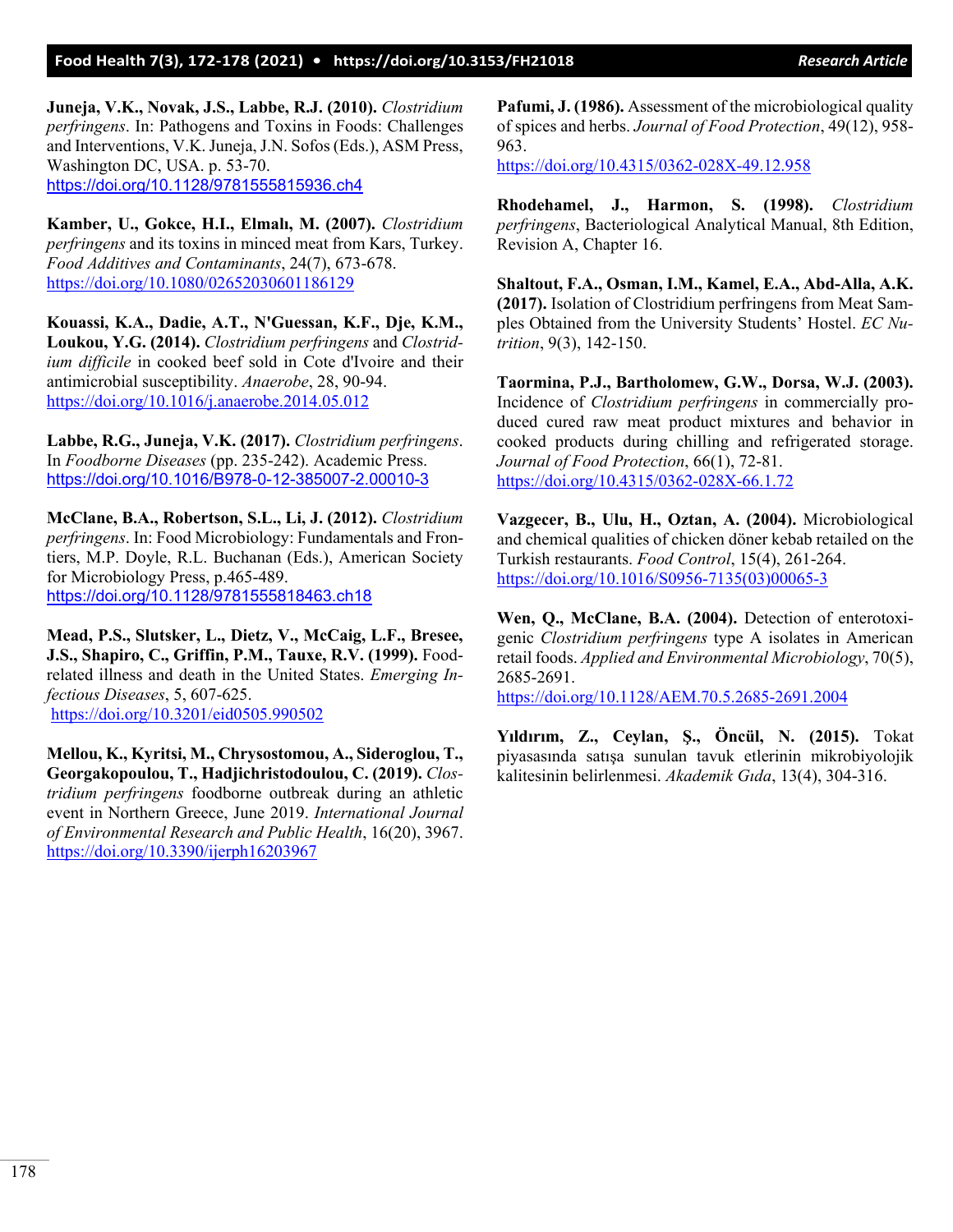**Juneja, V.K., Novak, J.S., Labbe, R.J. (2010).** *Clostridium perfringens*. In: Pathogens and Toxins in Foods: Challenges and Interventions, V.K. Juneja, J.N. Sofos (Eds.), ASM Press, Washington DC, USA. p. 53-70.
https://doi.org/10.1128/9781555815936.ch4

**Kamber, U., Gokce, H.I., Elmalı, M. (2007).** *Clostridium perfringens* and its toxins in minced meat from Kars, Turkey. *Food Additives and Contaminants*, 24(7), 673-678.
https://doi.org/10.1080/02652030601186129

**Kouassi, K.A., Dadie, A.T., N'Guessan, K.F., Dje, K.M., Loukou, Y.G. (2014).** *Clostridium perfringens* and *Clostridium difficile* in cooked beef sold in Cote d'Ivoire and their antimicrobial susceptibility. *Anaerobe*, 28, 90-94.
https://doi.org/10.1016/j.anaerobe.2014.05.012

**Labbe, R.G., Juneja, V.K. (2017).** *Clostridium perfringens*. In *Foodborne Diseases* (pp. 235-242). Academic Press.
https://doi.org/10.1016/B978-0-12-385007-2.00010-3

**McClane, B.A., Robertson, S.L., Li, J. (2012).** *Clostridium perfringens*. In: Food Microbiology: Fundamentals and Frontiers, M.P. Doyle, R.L. Buchanan (Eds.), American Society for Microbiology Press, p.465-489.
https://doi.org/10.1128/9781555818463.ch18

**Mead, P.S., Slutsker, L., Dietz, V., McCaig, L.F., Bresee, J.S., Shapiro, C., Griffin, P.M., Tauxe, R.V. (1999).** Food-related illness and death in the United States. *Emerging Infectious Diseases*, 5, 607-625.
https://doi.org/10.3201/eid0505.990502

**Mellou, K., Kyritsi, M., Chrysostomou, A., Sideroglou, T., Georgakopoulou, T., Hadjichristodoulou, C. (2019).** *Clostridium perfringens* foodborne outbreak during an athletic event in Northern Greece, June 2019. *International Journal of Environmental Research and Public Health*, 16(20), 3967.
https://doi.org/10.3390/ijerph16203967

**Pafumi, J. (1986).** Assessment of the microbiological quality of spices and herbs. *Journal of Food Protection*, 49(12), 958-963.
https://doi.org/10.4315/0362-028X-49.12.958

**Rhodehamel, J., Harmon, S. (1998).** *Clostridium perfringens*, Bacteriological Analytical Manual, 8th Edition, Revision A, Chapter 16.

**Shaltout, F.A., Osman, I.M., Kamel, E.A., Abd-Alla, A.K. (2017).** Isolation of Clostridium perfringens from Meat Samples Obtained from the University Students' Hostel. *EC Nutrition*, 9(3), 142-150.

**Taormina, P.J., Bartholomew, G.W., Dorsa, W.J. (2003).** Incidence of *Clostridium perfringens* in commercially produced cured raw meat product mixtures and behavior in cooked products during chilling and refrigerated storage. *Journal of Food Protection*, 66(1), 72-81.
https://doi.org/10.4315/0362-028X-66.1.72

**Vazgecer, B., Ulu, H., Oztan, A. (2004).** Microbiological and chemical qualities of chicken döner kebab retailed on the Turkish restaurants. *Food Control*, 15(4), 261-264.
https://doi.org/10.1016/S0956-7135(03)00065-3

**Wen, Q., McClane, B.A. (2004).** Detection of enterotoxigenic *Clostridium perfringens* type A isolates in American retail foods. *Applied and Environmental Microbiology*, 70(5), 2685-2691.
https://doi.org/10.1128/AEM.70.5.2685-2691.2004

**Yıldırım, Z., Ceylan, Ş., Öncül, N. (2015).** Tokat piyasasında satışa sunulan tavuk etlerinin mikrobiyolojik kalitesinin belirlenmesi. *Akademik Gıda*, 13(4), 304-316.